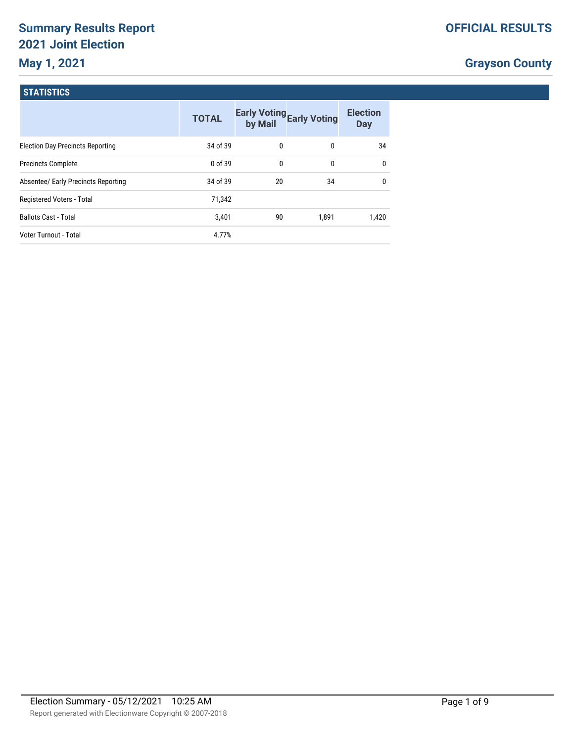# Summary Results Report
# 2021 Joint Election
## May 1, 2021

**OFFICIAL RESULTS**

**Grayson County**

### STATISTICS

| | TOTAL | Early Voting by Mail | Early Voting | Election Day |
|---|---|---|---|---|
| Election Day Precincts Reporting | 34 of 39 | 0 | 0 | 34 |
| Precincts Complete | 0 of 39 | 0 | 0 | 0 |
| Absentee/ Early Precincts Reporting | 34 of 39 | 20 | 34 | 0 |
| Registered Voters - Total | 71,342 | | | |
| Ballots Cast - Total | 3,401 | 90 | 1,891 | 1,420 |
| Voter Turnout - Total | 4.77% | | | |

Election Summary - 05/12/2021 10:25 AM

Report generated with Electionware Copyright © 2007-2018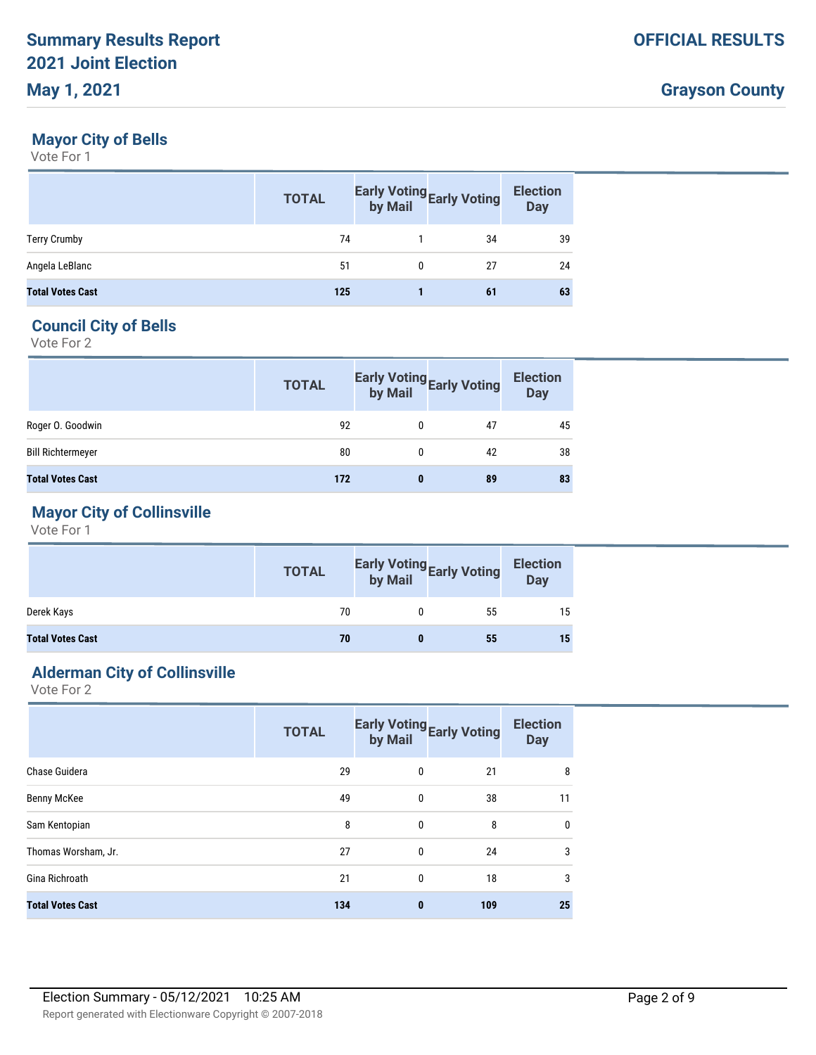## Mayor City of Bells

Vote For 1

| | TOTAL | Early Voting by Mail | Early Voting | Election Day |
|---|---|---|---|---|
| Terry Crumby | 74 | 1 | 34 | 39 |
| Angela LeBlanc | 51 | 0 | 27 | 24 |
| **Total Votes Cast** | **125** | **1** | **61** | **63** |

## Council City of Bells

Vote For 2

| | TOTAL | Early Voting by Mail | Early Voting | Election Day |
|---|---|---|---|---|
| Roger O. Goodwin | 92 | 0 | 47 | 45 |
| Bill Richtermeyer | 80 | 0 | 42 | 38 |
| **Total Votes Cast** | **172** | **0** | **89** | **83** |

## Mayor City of Collinsville

Vote For 1

| | TOTAL | Early Voting by Mail | Early Voting | Election Day |
|---|---|---|---|---|
| Derek Kays | 70 | 0 | 55 | 15 |
| **Total Votes Cast** | **70** | **0** | **55** | **15** |

## Alderman City of Collinsville

Vote For 2

| | TOTAL | Early Voting by Mail | Early Voting | Election Day |
|---|---|---|---|---|
| Chase Guidera | 29 | 0 | 21 | 8 |
| Benny McKee | 49 | 0 | 38 | 11 |
| Sam Kentopian | 8 | 0 | 8 | 0 |
| Thomas Worsham, Jr. | 27 | 0 | 24 | 3 |
| Gina Richroath | 21 | 0 | 18 | 3 |
| **Total Votes Cast** | **134** | **0** | **109** | **25** |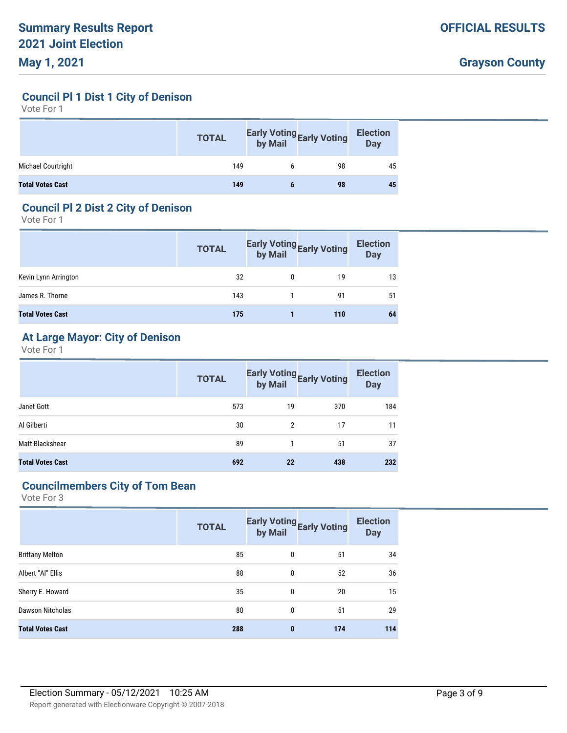# Summary Results Report
# 2021 Joint Election
# May 1, 2021

**OFFICIAL RESULTS**

**Grayson County**

## Council Pl 1 Dist 1 City of Denison

Vote For 1

| | TOTAL | Early Voting by Mail | Early Voting | Election Day |
|---|---|---|---|---|
| Michael Courtright | 149 | 6 | 98 | 45 |
| **Total Votes Cast** | **149** | **6** | **98** | **45** |

## Council Pl 2 Dist 2 City of Denison

Vote For 1

| | TOTAL | Early Voting by Mail | Early Voting | Election Day |
|---|---|---|---|---|
| Kevin Lynn Arrington | 32 | 0 | 19 | 13 |
| James R. Thorne | 143 | 1 | 91 | 51 |
| **Total Votes Cast** | **175** | **1** | **110** | **64** |

## At Large Mayor: City of Denison

Vote For 1

| | TOTAL | Early Voting by Mail | Early Voting | Election Day |
|---|---|---|---|---|
| Janet Gott | 573 | 19 | 370 | 184 |
| Al Gilberti | 30 | 2 | 17 | 11 |
| Matt Blackshear | 89 | 1 | 51 | 37 |
| **Total Votes Cast** | **692** | **22** | **438** | **232** |

## Councilmembers City of Tom Bean

Vote For 3

| | TOTAL | Early Voting by Mail | Early Voting | Election Day |
|---|---|---|---|---|
| Brittany Melton | 85 | 0 | 51 | 34 |
| Albert "Al" Ellis | 88 | 0 | 52 | 36 |
| Sherry E. Howard | 35 | 0 | 20 | 15 |
| Dawson Nitcholas | 80 | 0 | 51 | 29 |
| **Total Votes Cast** | **288** | **0** | **174** | **114** |

Election Summary - 05/12/2021 10:25 AM

Report generated with Electionware Copyright © 2007-2018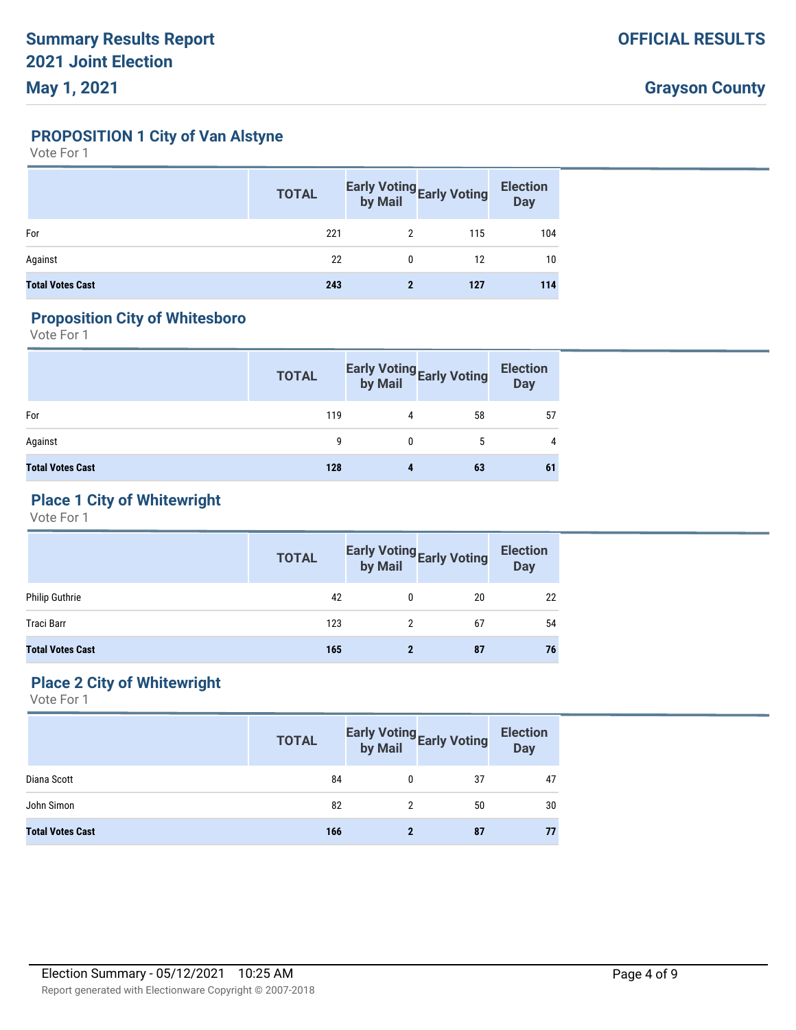# Summary Results Report
# 2021 Joint Election
# May 1, 2021

**OFFICIAL RESULTS**

**Grayson County**

## PROPOSITION 1 City of Van Alstyne

Vote For 1

| | TOTAL | Early Voting by Mail | Early Voting | Election Day |
|---|---|---|---|---|
| For | 221 | 2 | 115 | 104 |
| Against | 22 | 0 | 12 | 10 |
| **Total Votes Cast** | **243** | **2** | **127** | **114** |

## Proposition City of Whitesboro

Vote For 1

| | TOTAL | Early Voting by Mail | Early Voting | Election Day |
|---|---|---|---|---|
| For | 119 | 4 | 58 | 57 |
| Against | 9 | 0 | 5 | 4 |
| **Total Votes Cast** | **128** | **4** | **63** | **61** |

## Place 1 City of Whitewright

Vote For 1

| | TOTAL | Early Voting by Mail | Early Voting | Election Day |
|---|---|---|---|---|
| Philip Guthrie | 42 | 0 | 20 | 22 |
| Traci Barr | 123 | 2 | 67 | 54 |
| **Total Votes Cast** | **165** | **2** | **87** | **76** |

## Place 2 City of Whitewright

Vote For 1

| | TOTAL | Early Voting by Mail | Early Voting | Election Day |
|---|---|---|---|---|
| Diana Scott | 84 | 0 | 37 | 47 |
| John Simon | 82 | 2 | 50 | 30 |
| **Total Votes Cast** | **166** | **2** | **87** | **77** |

Election Summary - 05/12/2021 10:25 AM

Report generated with Electionware Copyright © 2007-2018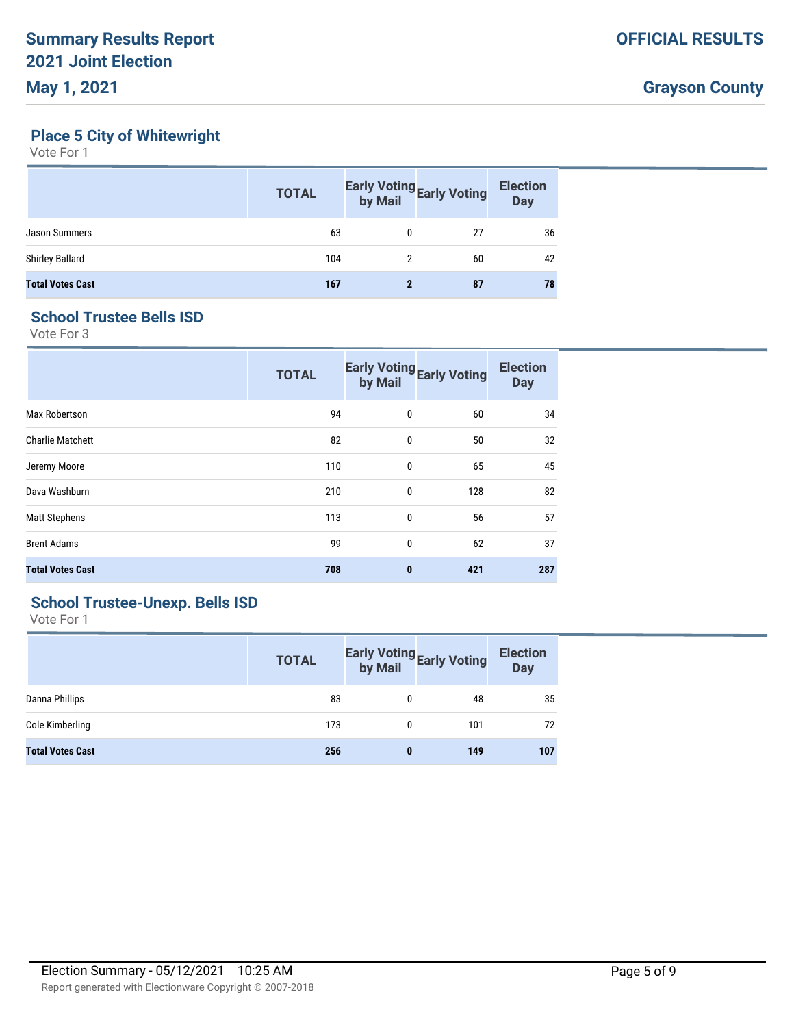# Summary Results Report
# 2021 Joint Election
# May 1, 2021

**OFFICIAL RESULTS**

**Grayson County**

## Place 5 City of Whitewright

Vote For 1

| | TOTAL | Early Voting by Mail | Early Voting | Election Day |
|---|---|---|---|---|
| Jason Summers | 63 | 0 | 27 | 36 |
| Shirley Ballard | 104 | 2 | 60 | 42 |
| **Total Votes Cast** | **167** | **2** | **87** | **78** |

## School Trustee Bells ISD

Vote For 3

| | TOTAL | Early Voting by Mail | Early Voting | Election Day |
|---|---|---|---|---|
| Max Robertson | 94 | 0 | 60 | 34 |
| Charlie Matchett | 82 | 0 | 50 | 32 |
| Jeremy Moore | 110 | 0 | 65 | 45 |
| Dava Washburn | 210 | 0 | 128 | 82 |
| Matt Stephens | 113 | 0 | 56 | 57 |
| Brent Adams | 99 | 0 | 62 | 37 |
| **Total Votes Cast** | **708** | **0** | **421** | **287** |

## School Trustee-Unexp. Bells ISD

Vote For 1

| | TOTAL | Early Voting by Mail | Early Voting | Election Day |
|---|---|---|---|---|
| Danna Phillips | 83 | 0 | 48 | 35 |
| Cole Kimberling | 173 | 0 | 101 | 72 |
| **Total Votes Cast** | **256** | **0** | **149** | **107** |

Election Summary - 05/12/2021 10:25 AM

Report generated with Electionware Copyright © 2007-2018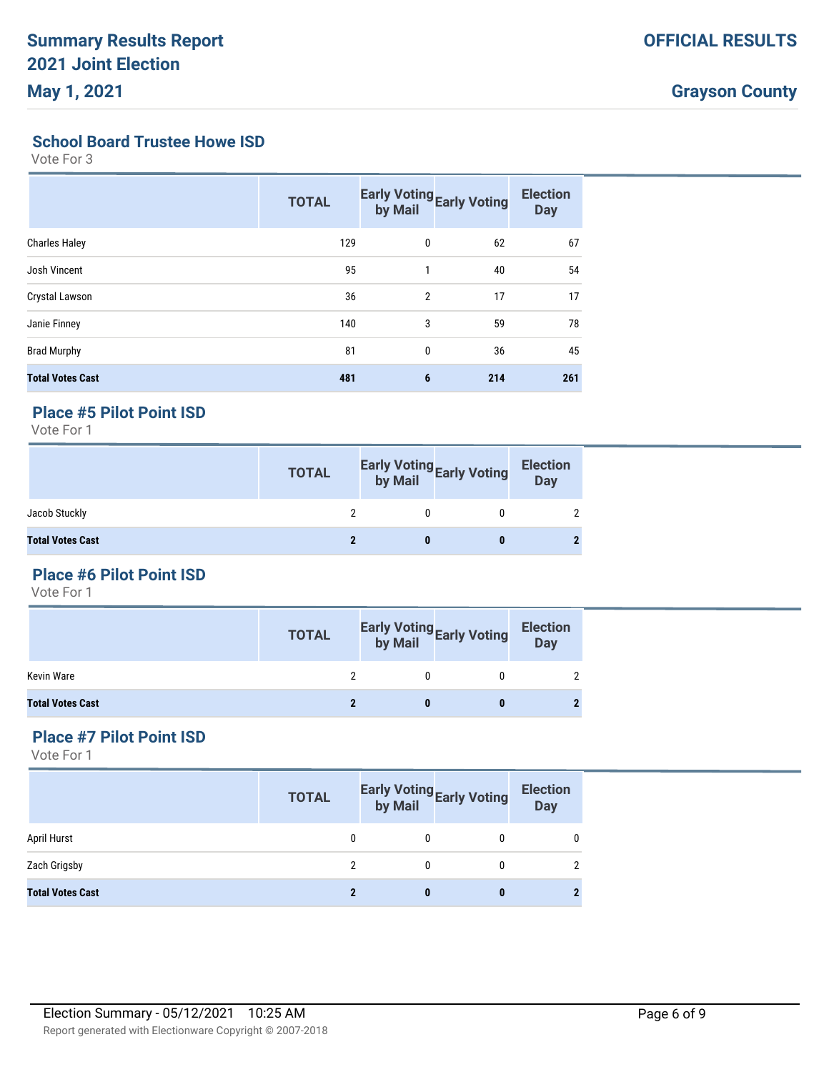## School Board Trustee Howe ISD

Vote For 3

| | TOTAL | Early Voting by Mail | Early Voting | Election Day |
|---|---|---|---|---|
| Charles Haley | 129 | 0 | 62 | 67 |
| Josh Vincent | 95 | 1 | 40 | 54 |
| Crystal Lawson | 36 | 2 | 17 | 17 |
| Janie Finney | 140 | 3 | 59 | 78 |
| Brad Murphy | 81 | 0 | 36 | 45 |
| **Total Votes Cast** | **481** | **6** | **214** | **261** |

## Place #5 Pilot Point ISD

Vote For 1

| | TOTAL | Early Voting by Mail | Early Voting | Election Day |
|---|---|---|---|---|
| Jacob Stuckly | 2 | 0 | 0 | 2 |
| **Total Votes Cast** | **2** | **0** | **0** | **2** |

## Place #6 Pilot Point ISD

Vote For 1

| | TOTAL | Early Voting by Mail | Early Voting | Election Day |
|---|---|---|---|---|
| Kevin Ware | 2 | 0 | 0 | 2 |
| **Total Votes Cast** | **2** | **0** | **0** | **2** |

## Place #7 Pilot Point ISD

Vote For 1

| | TOTAL | Early Voting by Mail | Early Voting | Election Day |
|---|---|---|---|---|
| April Hurst | 0 | 0 | 0 | 0 |
| Zach Grigsby | 2 | 0 | 0 | 2 |
| **Total Votes Cast** | **2** | **0** | **0** | **2** |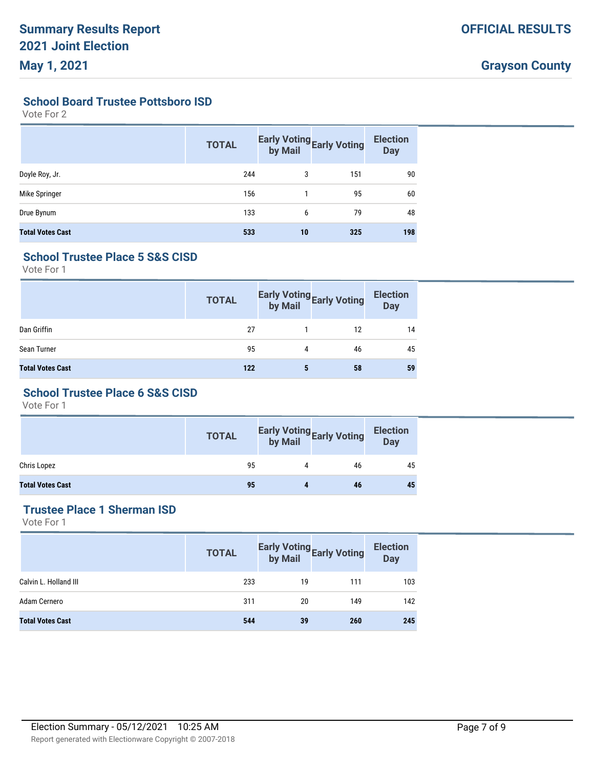# Summary Results Report
# 2021 Joint Election
# May 1, 2021

**OFFICIAL RESULTS**

**Grayson County**

## School Board Trustee Pottsboro ISD

Vote For 2

| | TOTAL | Early Voting by Mail | Early Voting | Election Day |
|---|---|---|---|---|
| Doyle Roy, Jr. | 244 | 3 | 151 | 90 |
| Mike Springer | 156 | 1 | 95 | 60 |
| Drue Bynum | 133 | 6 | 79 | 48 |
| **Total Votes Cast** | **533** | **10** | **325** | **198** |

## School Trustee Place 5 S&S CISD

Vote For 1

| | TOTAL | Early Voting by Mail | Early Voting | Election Day |
|---|---|---|---|---|
| Dan Griffin | 27 | 1 | 12 | 14 |
| Sean Turner | 95 | 4 | 46 | 45 |
| **Total Votes Cast** | **122** | **5** | **58** | **59** |

## School Trustee Place 6 S&S CISD

Vote For 1

| | TOTAL | Early Voting by Mail | Early Voting | Election Day |
|---|---|---|---|---|
| Chris Lopez | 95 | 4 | 46 | 45 |
| **Total Votes Cast** | **95** | **4** | **46** | **45** |

## Trustee Place 1 Sherman ISD

Vote For 1

| | TOTAL | Early Voting by Mail | Early Voting | Election Day |
|---|---|---|---|---|
| Calvin L. Holland III | 233 | 19 | 111 | 103 |
| Adam Cernero | 311 | 20 | 149 | 142 |
| **Total Votes Cast** | **544** | **39** | **260** | **245** |

Election Summary - 05/12/2021 10:25 AM

Report generated with Electionware Copyright © 2007-2018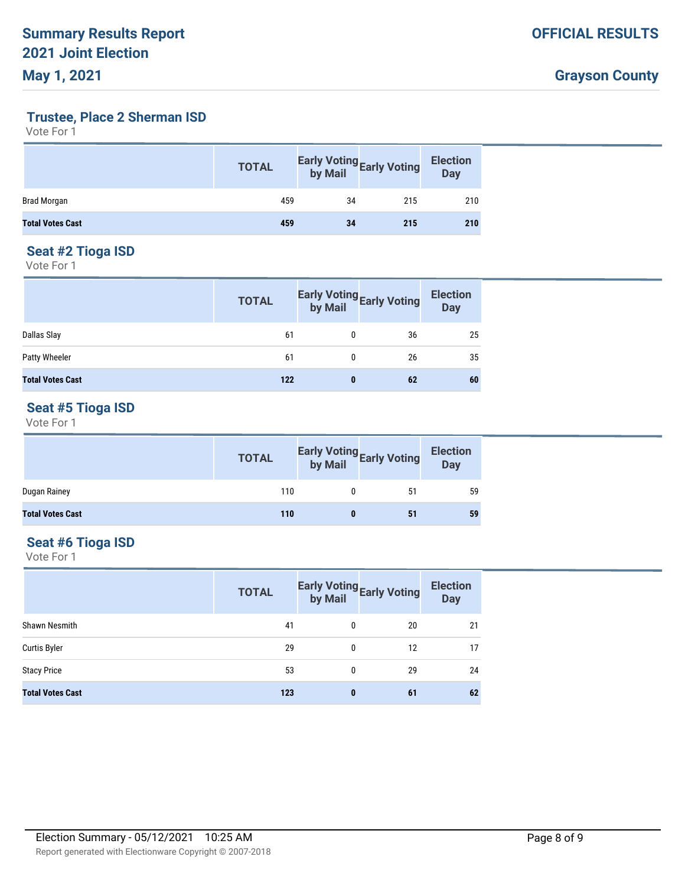# Summary Results Report
## 2021 Joint Election
## May 1, 2021

**OFFICIAL RESULTS**

**Grayson County**

### Trustee, Place 2 Sherman ISD

Vote For 1

| | TOTAL | Early Voting by Mail | Early Voting | Election Day |
|---|---|---|---|---|
| Brad Morgan | 459 | 34 | 215 | 210 |
| **Total Votes Cast** | **459** | **34** | **215** | **210** |

### Seat #2 Tioga ISD

Vote For 1

| | TOTAL | Early Voting by Mail | Early Voting | Election Day |
|---|---|---|---|---|
| Dallas Slay | 61 | 0 | 36 | 25 |
| Patty Wheeler | 61 | 0 | 26 | 35 |
| **Total Votes Cast** | **122** | **0** | **62** | **60** |

### Seat #5 Tioga ISD

Vote For 1

| | TOTAL | Early Voting by Mail | Early Voting | Election Day |
|---|---|---|---|---|
| Dugan Rainey | 110 | 0 | 51 | 59 |
| **Total Votes Cast** | **110** | **0** | **51** | **59** |

### Seat #6 Tioga ISD

Vote For 1

| | TOTAL | Early Voting by Mail | Early Voting | Election Day |
|---|---|---|---|---|
| Shawn Nesmith | 41 | 0 | 20 | 21 |
| Curtis Byler | 29 | 0 | 12 | 17 |
| Stacy Price | 53 | 0 | 29 | 24 |
| **Total Votes Cast** | **123** | **0** | **61** | **62** |

Election Summary - 05/12/2021 10:25 AM

Report generated with Electionware Copyright © 2007-2018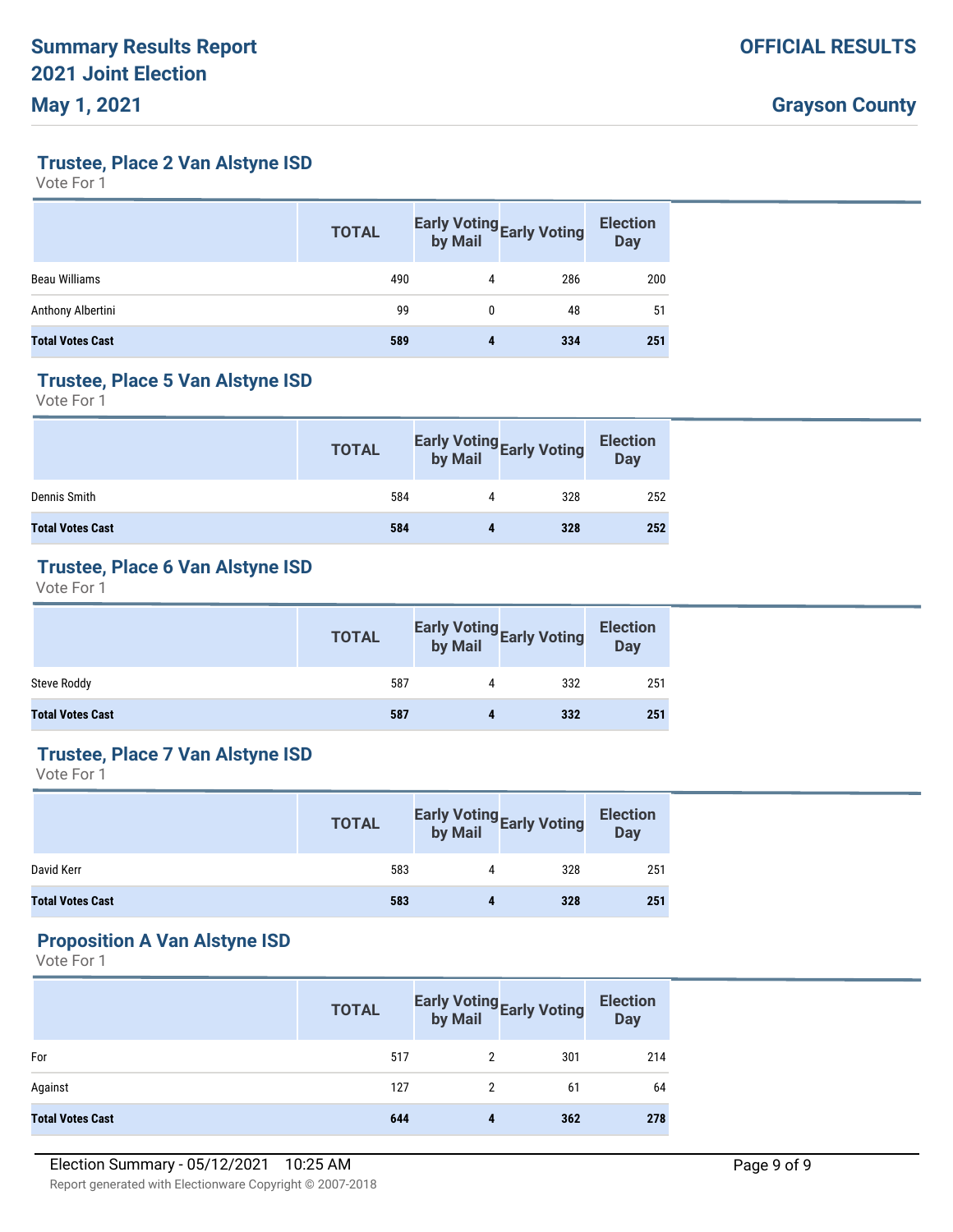## Trustee, Place 2 Van Alstyne ISD

Vote For 1

| | TOTAL | Early Voting by Mail | Early Voting | Election Day |
|---|---|---|---|---|
| Beau Williams | 490 | 4 | 286 | 200 |
| Anthony Albertini | 99 | 0 | 48 | 51 |
| **Total Votes Cast** | **589** | **4** | **334** | **251** |

## Trustee, Place 5 Van Alstyne ISD

Vote For 1

| | TOTAL | Early Voting by Mail | Early Voting | Election Day |
|---|---|---|---|---|
| Dennis Smith | 584 | 4 | 328 | 252 |
| **Total Votes Cast** | **584** | **4** | **328** | **252** |

## Trustee, Place 6 Van Alstyne ISD

Vote For 1

| | TOTAL | Early Voting by Mail | Early Voting | Election Day |
|---|---|---|---|---|
| Steve Roddy | 587 | 4 | 332 | 251 |
| **Total Votes Cast** | **587** | **4** | **332** | **251** |

## Trustee, Place 7 Van Alstyne ISD

Vote For 1

| | TOTAL | Early Voting by Mail | Early Voting | Election Day |
|---|---|---|---|---|
| David Kerr | 583 | 4 | 328 | 251 |
| **Total Votes Cast** | **583** | **4** | **328** | **251** |

## Proposition A Van Alstyne ISD

Vote For 1

| | TOTAL | Early Voting by Mail | Early Voting | Election Day |
|---|---|---|---|---|
| For | 517 | 2 | 301 | 214 |
| Against | 127 | 2 | 61 | 64 |
| **Total Votes Cast** | **644** | **4** | **362** | **278** |